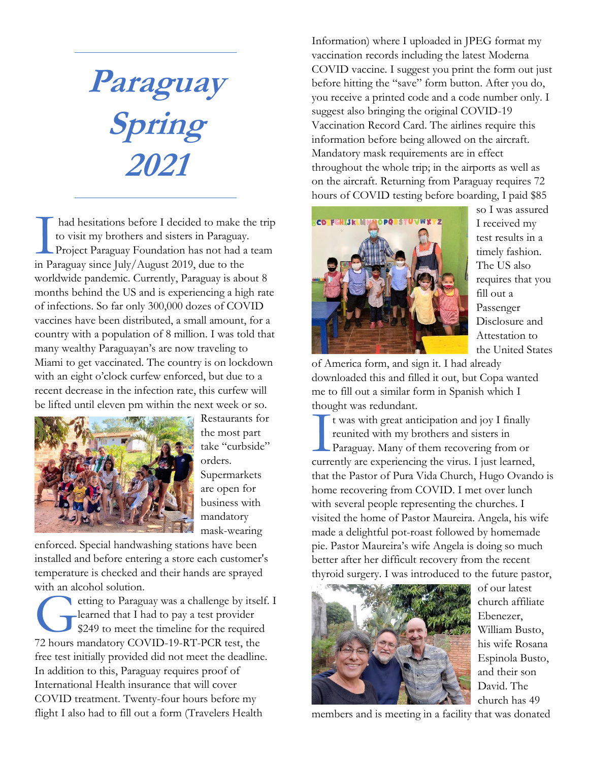# Paraguay Spring 2021

I had hesitations before I decided to make the trip to visit my brothers and sisters in Paraguay. Project Paraguay Foundation has not had a team in Paraguay since July/August 2019, due to the worldwide pandemic. Currently, Paraguay is about 8 months behind the US and is experiencing a high rate of infections. So far only 300,000 dozes of COVID vaccines have been distributed, a small amount, for a country with a population of 8 million. I was told that many wealthy Paraguayan's are now traveling to Miami to get vaccinated. The country is on lockdown with an eight o'clock curfew enforced, but due to a recent decrease in the infection rate, this curfew will be lifted until eleven pm within the next week or so. Restaurants for the most part take "curbside" orders. Supermarkets are open for business with mandatory mask-wearing enforced. Special handwashing stations have been installed and before entering a store each customer's temperature is checked and their hands are sprayed with an alcohol solution.

Getting to Paraguay was a challenge by itself. I learned that I had to pay a test provider $249 to meet the timeline for the required 72 hours mandatory COVID-19-RT-PCR test, the free test initially provided did not meet the deadline. In addition to this, Paraguay requires proof of International Health insurance that will cover COVID treatment. Twenty-four hours before my flight I also had to fill out a form (Travelers Health Information) where I uploaded in JPEG format my vaccination records including the latest Moderna COVID vaccine. I suggest you print the form out just before hitting the "save" form button. After you do, you receive a printed code and a code number only. I suggest also bringing the original COVID-19 Vaccination Record Card. The airlines require this information before being allowed on the aircraft. Mandatory mask requirements are in effect throughout the whole trip; in the airports as well as on the aircraft. Returning from Paraguay requires 72 hours of COVID testing before boarding, I paid $85 so I was assured I received my test results in a timely fashion. The US also requires that you fill out a Passenger Disclosure and Attestation to the United States of America form, and sign it. I had already downloaded this and filled it out, but Copa wanted me to fill out a similar form in Spanish which I thought was redundant.

It was with great anticipation and joy I finally reunited with my brothers and sisters in Paraguay. Many of them recovering from or currently are experiencing the virus. I just learned, that the Pastor of Pura Vida Church, Hugo Ovando is home recovering from COVID. I met over lunch with several people representing the churches. I visited the home of Pastor Maureira. Angela, his wife made a delightful pot-roast followed by homemade pie. Pastor Maureira's wife Angela is doing so much better after her difficult recovery from the recent thyroid surgery. I was introduced to the future pastor, of our latest church affiliate Ebenezer, William Busto, his wife Rosana Espinola Busto, and their son David. The church has 49 members and is meeting in a facility that was donated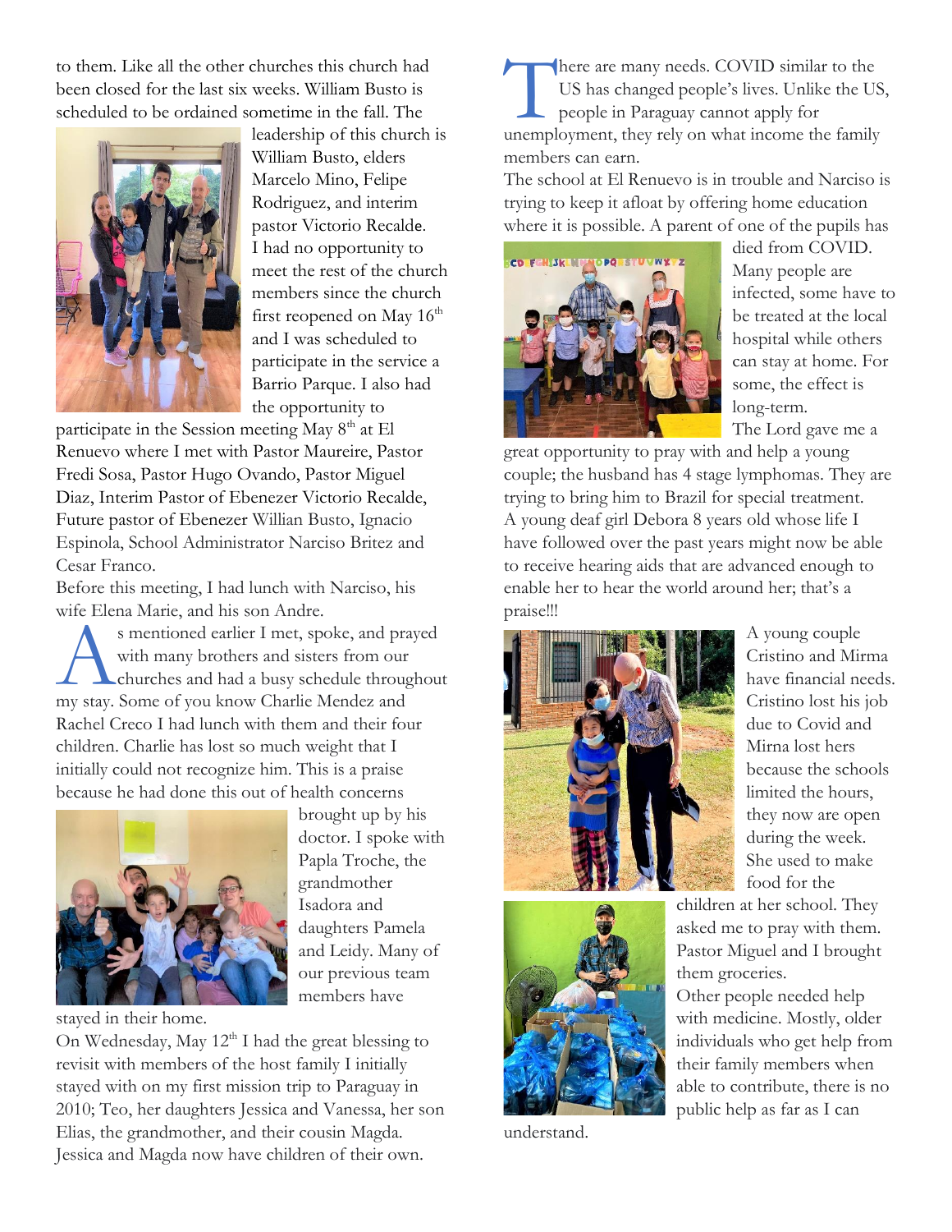to them. Like all the other churches this church had been closed for the last six weeks. William Busto is scheduled to be ordained sometime in the fall. The leadership of this church is William Busto, elders Marcelo Mino, Felipe Rodriguez, and interim pastor Victorio Recalde. I had no opportunity to meet the rest of the church members since the church first reopened on May 16th and I was scheduled to participate in the service a Barrio Parque. I also had the opportunity to participate in the Session meeting May 8th at El Renuevo where I met with Pastor Maureire, Pastor Fredi Sosa, Pastor Hugo Ovando, Pastor Miguel Diaz, Interim Pastor of Ebenezer Victorio Recalde, Future pastor of Ebenezer Willian Busto, Ignacio Espinola, School Administrator Narciso Britez and Cesar Franco.

Before this meeting, I had lunch with Narciso, his wife Elena Marie, and his son Andre.

As mentioned earlier I met, spoke, and prayed with many brothers and sisters from our churches and had a busy schedule throughout my stay. Some of you know Charlie Mendez and Rachel Creco I had lunch with them and their four children. Charlie has lost so much weight that I initially could not recognize him. This is a praise because he had done this out of health concerns brought up by his doctor. I spoke with Papla Troche, the grandmother Isadora and daughters Pamela and Leidy. Many of our previous team members have stayed in their home.

On Wednesday, May 12th I had the great blessing to revisit with members of the host family I initially stayed with on my first mission trip to Paraguay in 2010; Teo, her daughters Jessica and Vanessa, her son Elias, the grandmother, and their cousin Magda. Jessica and Magda now have children of their own.

There are many needs. COVID similar to the US has changed people's lives. Unlike the US, people in Paraguay cannot apply for unemployment, they rely on what income the family members can earn.

The school at El Renuevo is in trouble and Narciso is trying to keep it afloat by offering home education where it is possible. A parent of one of the pupils has died from COVID. Many people are infected, some have to be treated at the local hospital while others can stay at home. For some, the effect is long-term.

The Lord gave me a great opportunity to pray with and help a young couple; the husband has 4 stage lymphomas. They are trying to bring him to Brazil for special treatment.

A young deaf girl Debora 8 years old whose life I have followed over the past years might now be able to receive hearing aids that are advanced enough to enable her to hear the world around her; that's a praise!!!

A young couple Cristino and Mirma have financial needs. Cristino lost his job due to Covid and Mirna lost hers because the schools limited the hours, they now are open during the week. She used to make food for the children at her school. They asked me to pray with them. Pastor Miguel and I brought them groceries.

Other people needed help with medicine. Mostly, older individuals who get help from their family members when able to contribute, there is no public help as far as I can understand.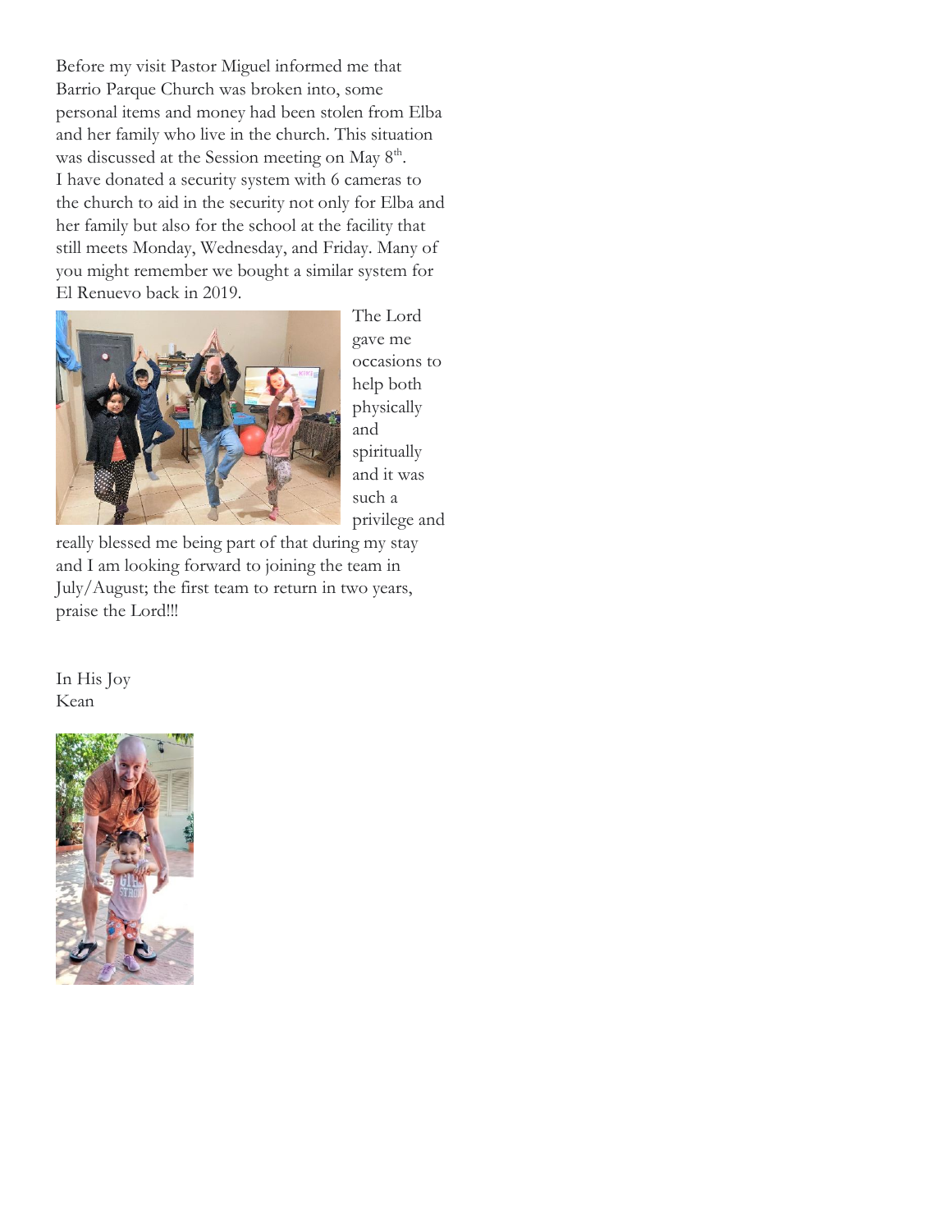Before my visit Pastor Miguel informed me that Barrio Parque Church was broken into, some personal items and money had been stolen from Elba and her family who live in the church. This situation was discussed at the Session meeting on May 8th.
I have donated a security system with 6 cameras to the church to aid in the security not only for Elba and her family but also for the school at the facility that still meets Monday, Wednesday, and Friday. Many of you might remember we bought a similar system for El Renuevo back in 2019.

The Lord gave me occasions to help both physically and spiritually and it was such a privilege and really blessed me being part of that during my stay and I am looking forward to joining the team in July/August; the first team to return in two years, praise the Lord!!!

In His Joy
Kean